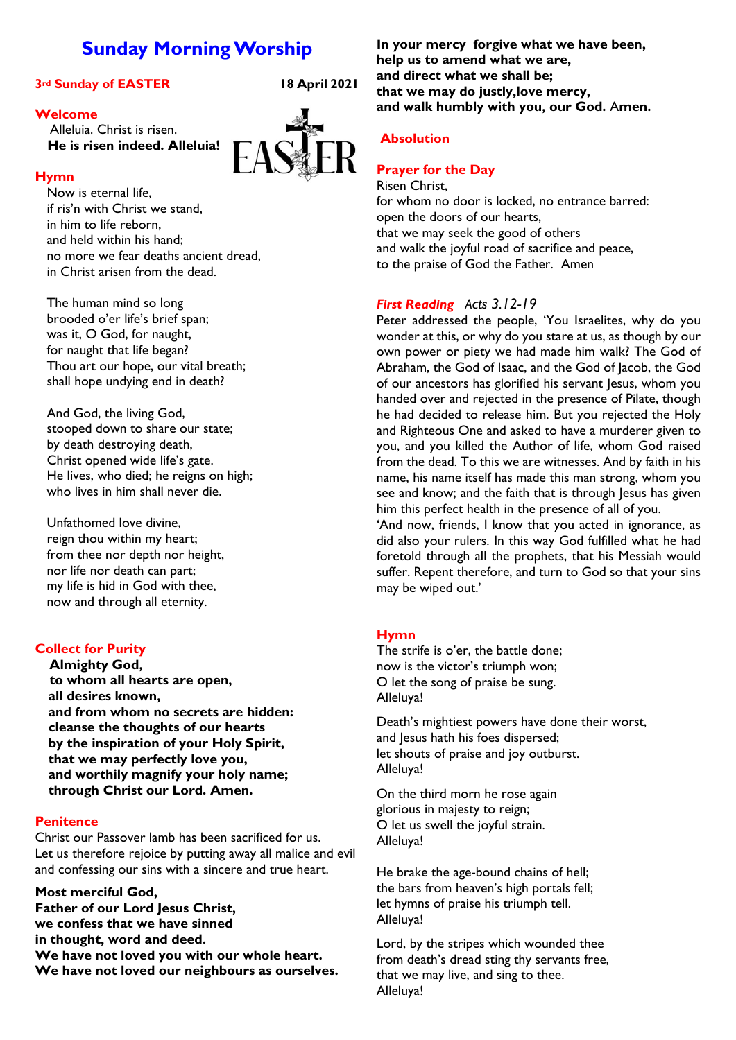# Sunday Morning Worship

**3rd Sunday of EASTER** **18 April 2021**

## Welcome

Alleluia. Christ is risen.
**He is risen indeed. Alleluia!**

EASTER

## Hymn

Now is eternal life,
if ris'n with Christ we stand,
in him to life reborn,
and held within his hand;
no more we fear deaths ancient dread,
in Christ arisen from the dead.

The human mind so long
brooded o'er life's brief span;
was it, O God, for naught,
for naught that life began?
Thou art our hope, our vital breath;
shall hope undying end in death?

And God, the living God,
stooped down to share our state;
by death destroying death,
Christ opened wide life's gate.
He lives, who died; he reigns on high;
who lives in him shall never die.

Unfathomed love divine,
reign thou within my heart;
from thee nor depth nor height,
nor life nor death can part;
my life is hid in God with thee,
now and through all eternity.

## Collect for Purity

**Almighty God,
to whom all hearts are open,
all desires known,
and from whom no secrets are hidden:
cleanse the thoughts of our hearts
by the inspiration of your Holy Spirit,
that we may perfectly love you,
and worthily magnify your holy name;
through Christ our Lord. Amen.**

## Penitence

Christ our Passover lamb has been sacrificed for us.
Let us therefore rejoice by putting away all malice and evil and confessing our sins with a sincere and true heart.

**Most merciful God,
Father of our Lord Jesus Christ,
we confess that we have sinned
in thought, word and deed.
We have not loved you with our whole heart.
We have not loved our neighbours as ourselves.
In your mercy forgive what we have been,
help us to amend what we are,
and direct what we shall be;
that we may do justly,love mercy,
and walk humbly with you, our God.** Amen.

## Absolution

## Prayer for the Day

Risen Christ,
for whom no door is locked, no entrance barred:
open the doors of our hearts,
that we may seek the good of others
and walk the joyful road of sacrifice and peace,
to the praise of God the Father. Amen

## *First Reading* *Acts 3.12-19*

Peter addressed the people, 'You Israelites, why do you wonder at this, or why do you stare at us, as though by our own power or piety we had made him walk? The God of Abraham, the God of Isaac, and the God of Jacob, the God of our ancestors has glorified his servant Jesus, whom you handed over and rejected in the presence of Pilate, though he had decided to release him. But you rejected the Holy and Righteous One and asked to have a murderer given to you, and you killed the Author of life, whom God raised from the dead. To this we are witnesses. And by faith in his name, his name itself has made this man strong, whom you see and know; and the faith that is through Jesus has given him this perfect health in the presence of all of you.
'And now, friends, I know that you acted in ignorance, as did also your rulers. In this way God fulfilled what he had foretold through all the prophets, that his Messiah would suffer. Repent therefore, and turn to God so that your sins may be wiped out.'

## Hymn

The strife is o'er, the battle done;
now is the victor's triumph won;
O let the song of praise be sung.
Alleluya!

Death's mightiest powers have done their worst,
and Jesus hath his foes dispersed;
let shouts of praise and joy outburst.
Alleluya!

On the third morn he rose again
glorious in majesty to reign;
O let us swell the joyful strain.
Alleluya!

He brake the age-bound chains of hell;
the bars from heaven's high portals fell;
let hymns of praise his triumph tell.
Alleluya!

Lord, by the stripes which wounded thee
from death's dread sting thy servants free,
that we may live, and sing to thee.
Alleluya!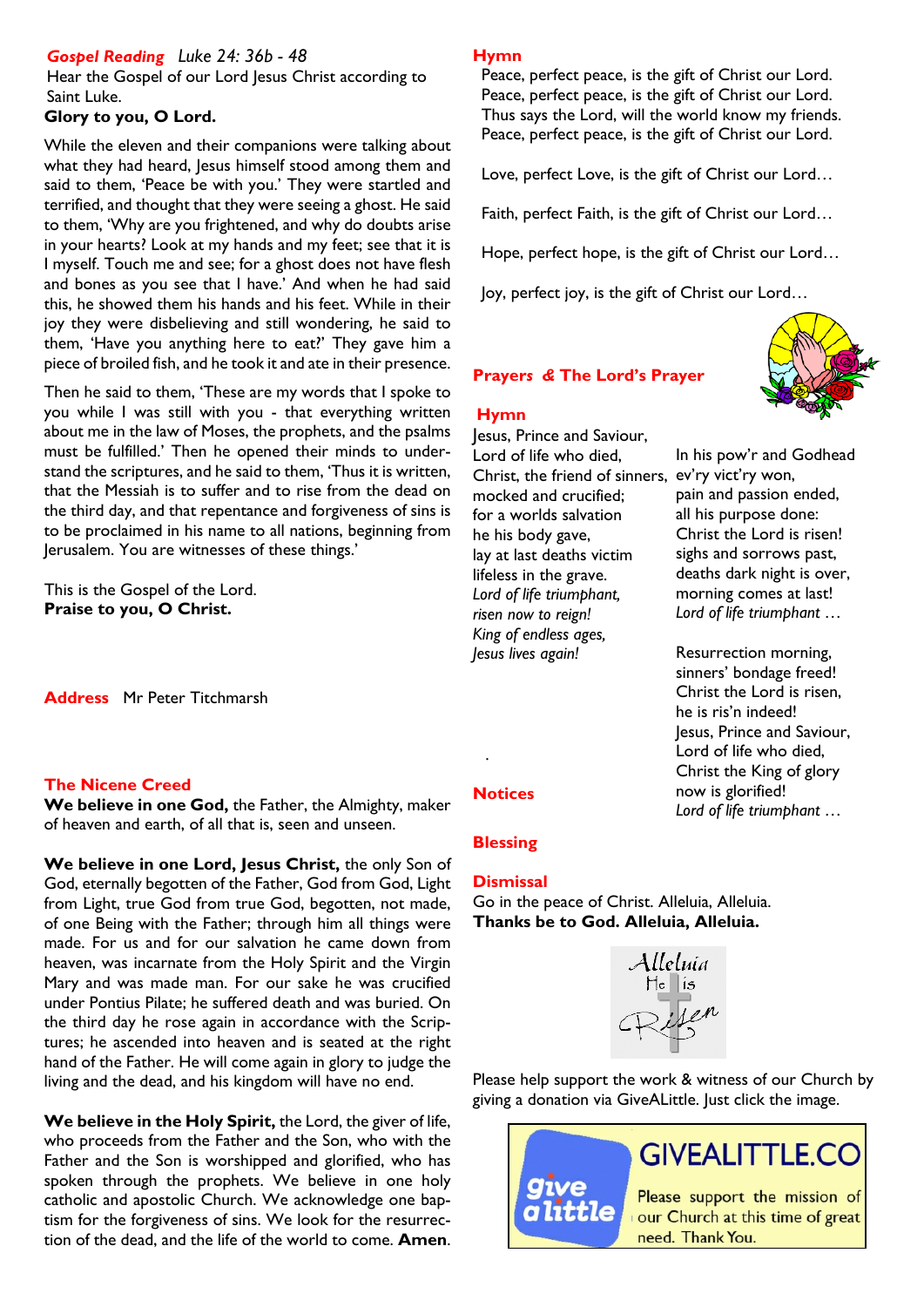**Gospel Reading** *Luke 24: 36b - 48*

Hear the Gospel of our Lord Jesus Christ according to Saint Luke.

**Glory to you, O Lord.**

While the eleven and their companions were talking about what they had heard, Jesus himself stood among them and said to them, 'Peace be with you.' They were startled and terrified, and thought that they were seeing a ghost. He said to them, 'Why are you frightened, and why do doubts arise in your hearts? Look at my hands and my feet; see that it is I myself. Touch me and see; for a ghost does not have flesh and bones as you see that I have.' And when he had said this, he showed them his hands and his feet. While in their joy they were disbelieving and still wondering, he said to them, 'Have you anything here to eat?' They gave him a piece of broiled fish, and he took it and ate in their presence.

Then he said to them, 'These are my words that I spoke to you while I was still with you - that everything written about me in the law of Moses, the prophets, and the psalms must be fulfilled.' Then he opened their minds to understand the scriptures, and he said to them, 'Thus it is written, that the Messiah is to suffer and to rise from the dead on the third day, and that repentance and forgiveness of sins is to be proclaimed in his name to all nations, beginning from Jerusalem. You are witnesses of these things.'

This is the Gospel of the Lord.

**Praise to you, O Christ.**

**Address** Mr Peter Titchmarsh

**The Nicene Creed**

**We believe in one God,** the Father, the Almighty, maker of heaven and earth, of all that is, seen and unseen.

**We believe in one Lord, Jesus Christ,** the only Son of God, eternally begotten of the Father, God from God, Light from Light, true God from true God, begotten, not made, of one Being with the Father; through him all things were made. For us and for our salvation he came down from heaven, was incarnate from the Holy Spirit and the Virgin Mary and was made man. For our sake he was crucified under Pontius Pilate; he suffered death and was buried. On the third day he rose again in accordance with the Scriptures; he ascended into heaven and is seated at the right hand of the Father. He will come again in glory to judge the living and the dead, and his kingdom will have no end.

**We believe in the Holy Spirit,** the Lord, the giver of life, who proceeds from the Father and the Son, who with the Father and the Son is worshipped and glorified, who has spoken through the prophets. We believe in one holy catholic and apostolic Church. We acknowledge one baptism for the forgiveness of sins. We look for the resurrection of the dead, and the life of the world to come. **Amen**.

**Hymn**

Peace, perfect peace, is the gift of Christ our Lord.
Peace, perfect peace, is the gift of Christ our Lord.
Thus says the Lord, will the world know my friends.
Peace, perfect peace, is the gift of Christ our Lord.

Love, perfect Love, is the gift of Christ our Lord…

Faith, perfect Faith, is the gift of Christ our Lord…

Hope, perfect hope, is the gift of Christ our Lord…

Joy, perfect joy, is the gift of Christ our Lord…

**Prayers & The Lord's Prayer**

**Hymn**

Jesus, Prince and Saviour,
Lord of life who died,
Christ, the friend of sinners,
mocked and crucified;
for a worlds salvation
he his body gave,
lay at last deaths victim
lifeless in the grave.
*Lord of life triumphant,*
*risen now to reign!*
*King of endless ages,*
*Jesus lives again!*

In his pow'r and Godhead
ev'ry vict'ry won,
pain and passion ended,
all his purpose done:
Christ the Lord is risen!
sighs and sorrows past,
deaths dark night is over,
morning comes at last!
*Lord of life triumphant …*

Resurrection morning,
sinners' bondage freed!
Christ the Lord is risen,
he is ris'n indeed!
Jesus, Prince and Saviour,
Lord of life who died,
Christ the King of glory
now is glorified!
*Lord of life triumphant …*

**Notices**

**Blessing**

**Dismissal**

Go in the peace of Christ. Alleluia, Alleluia.

**Thanks be to God. Alleluia, Alleluia.**

Alleluia He is Risen

Please help support the work & witness of our Church by giving a donation via GiveALittle. Just click the image.

give a little GIVEALITTLE.CO Please support the mission of our Church at this time of great need. Thank You.